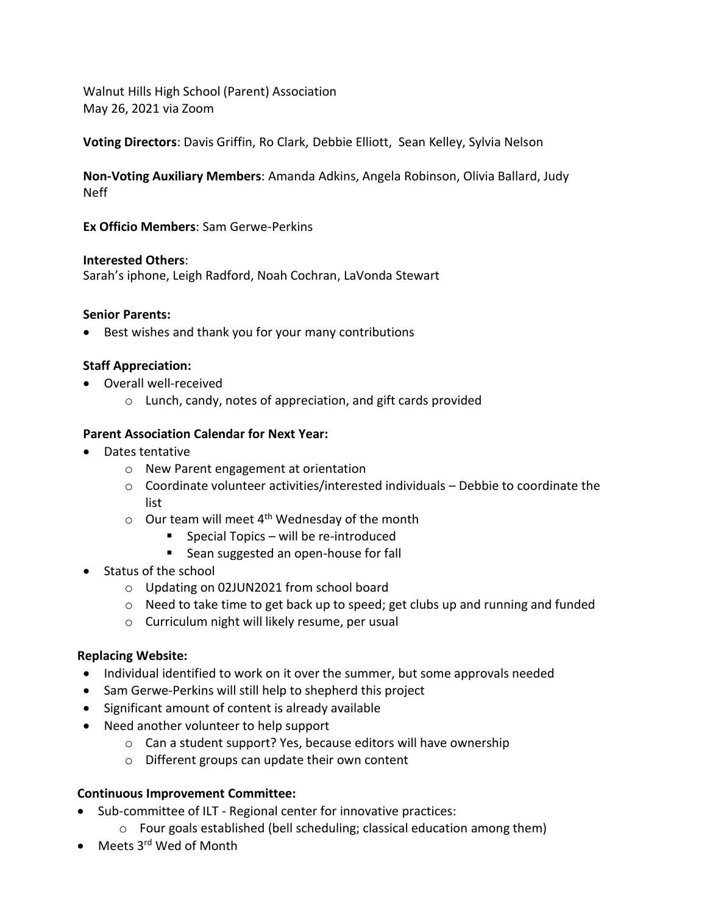Walnut Hills High School (Parent) Association
May 26, 2021 via Zoom

**Voting Directors**: Davis Griffin, Ro Clark, Debbie Elliott, Sean Kelley, Sylvia Nelson

**Non-Voting Auxiliary Members**: Amanda Adkins, Angela Robinson, Olivia Ballard, Judy Neff

**Ex Officio Members**: Sam Gerwe-Perkins

**Interested Others**:
Sarah's iphone, Leigh Radford, Noah Cochran, LaVonda Stewart

**Senior Parents:**

- Best wishes and thank you for your many contributions

**Staff Appreciation:**

- Overall well-received
  - Lunch, candy, notes of appreciation, and gift cards provided

**Parent Association Calendar for Next Year:**

- Dates tentative
  - New Parent engagement at orientation
  - Coordinate volunteer activities/interested individuals – Debbie to coordinate the list
  - Our team will meet 4th Wednesday of the month
    - Special Topics – will be re-introduced
    - Sean suggested an open-house for fall
- Status of the school
  - Updating on 02JUN2021 from school board
  - Need to take time to get back up to speed; get clubs up and running and funded
  - Curriculum night will likely resume, per usual

**Replacing Website:**

- Individual identified to work on it over the summer, but some approvals needed
- Sam Gerwe-Perkins will still help to shepherd this project
- Significant amount of content is already available
- Need another volunteer to help support
  - Can a student support? Yes, because editors will have ownership
  - Different groups can update their own content

**Continuous Improvement Committee:**

- Sub-committee of ILT - Regional center for innovative practices:
  - Four goals established (bell scheduling; classical education among them)
- Meets 3rd Wed of Month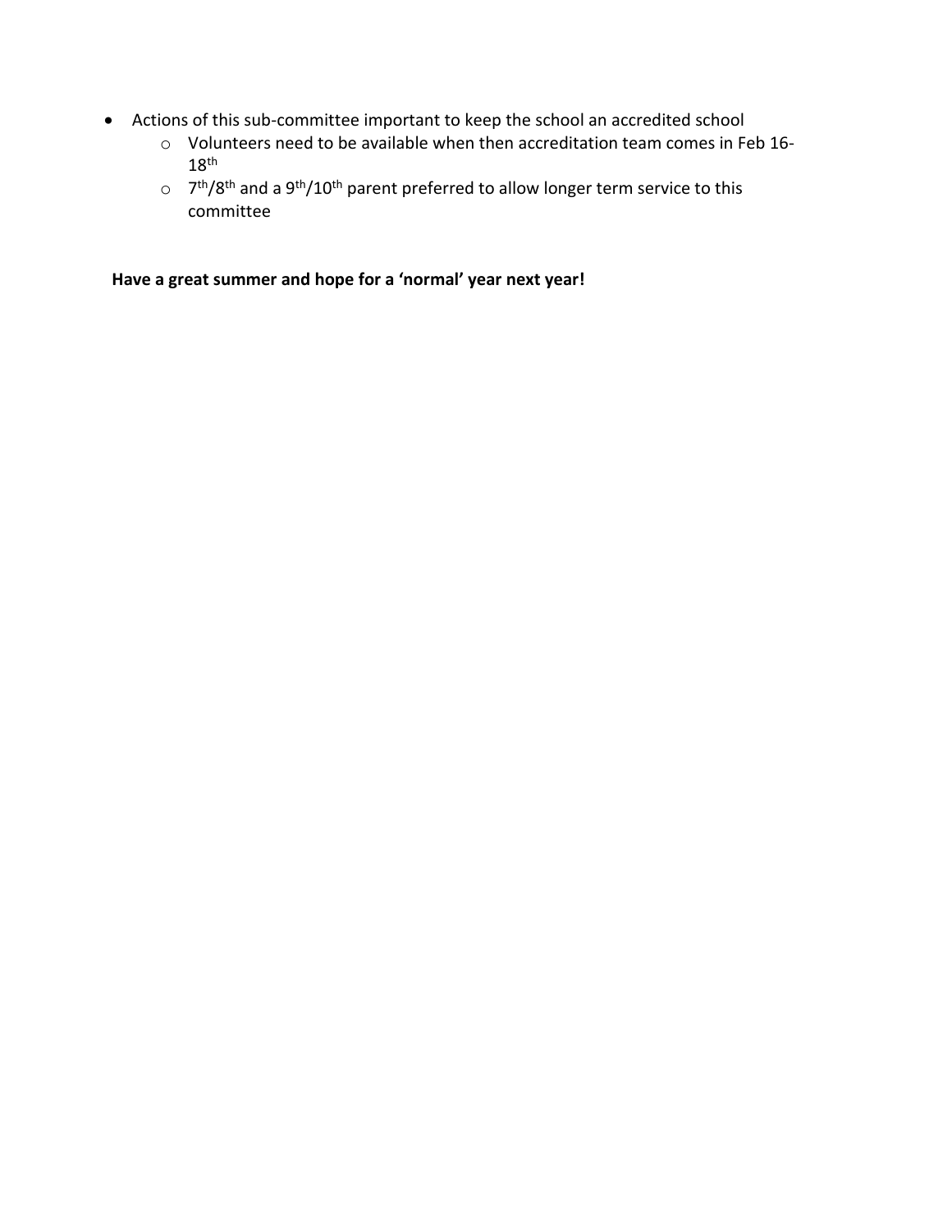- Actions of this sub-committee important to keep the school an accredited school
  - Volunteers need to be available when then accreditation team comes in Feb 16-18th
  - 7th/8th and a 9th/10th parent preferred to allow longer term service to this committee

**Have a great summer and hope for a 'normal' year next year!**